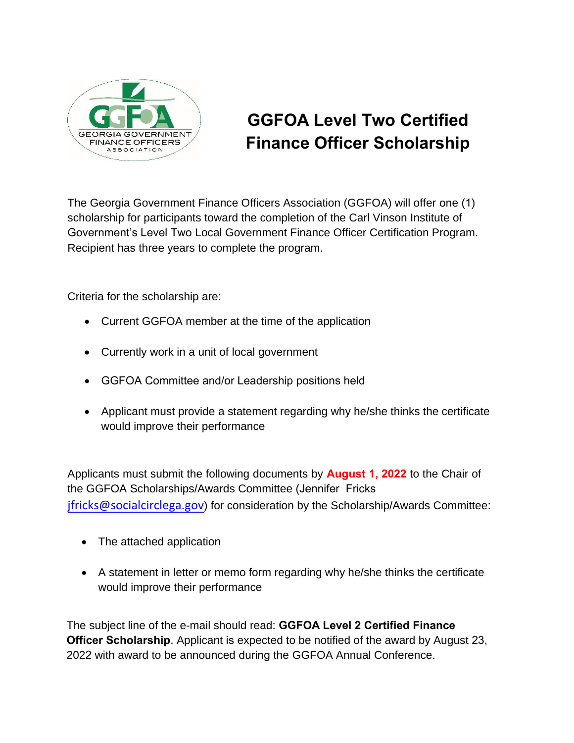# GGFOA Level Two Certified Finance Officer Scholarship

The Georgia Government Finance Officers Association (GGFOA) will offer one (1) scholarship for participants toward the completion of the Carl Vinson Institute of Government's Level Two Local Government Finance Officer Certification Program. Recipient has three years to complete the program.

Criteria for the scholarship are:

- Current GGFOA member at the time of the application
- Currently work in a unit of local government
- GGFOA Committee and/or Leadership positions held
- Applicant must provide a statement regarding why he/she thinks the certificate would improve their performance

Applicants must submit the following documents by **August 1, 2022** to the Chair of the GGFOA Scholarships/Awards Committee (Jennifer Fricks jfricks@socialcirclega.gov) for consideration by the Scholarship/Awards Committee:

- The attached application
- A statement in letter or memo form regarding why he/she thinks the certificate would improve their performance

The subject line of the e-mail should read: **GGFOA Level 2 Certified Finance Officer Scholarship**. Applicant is expected to be notified of the award by August 23, 2022 with award to be announced during the GGFOA Annual Conference.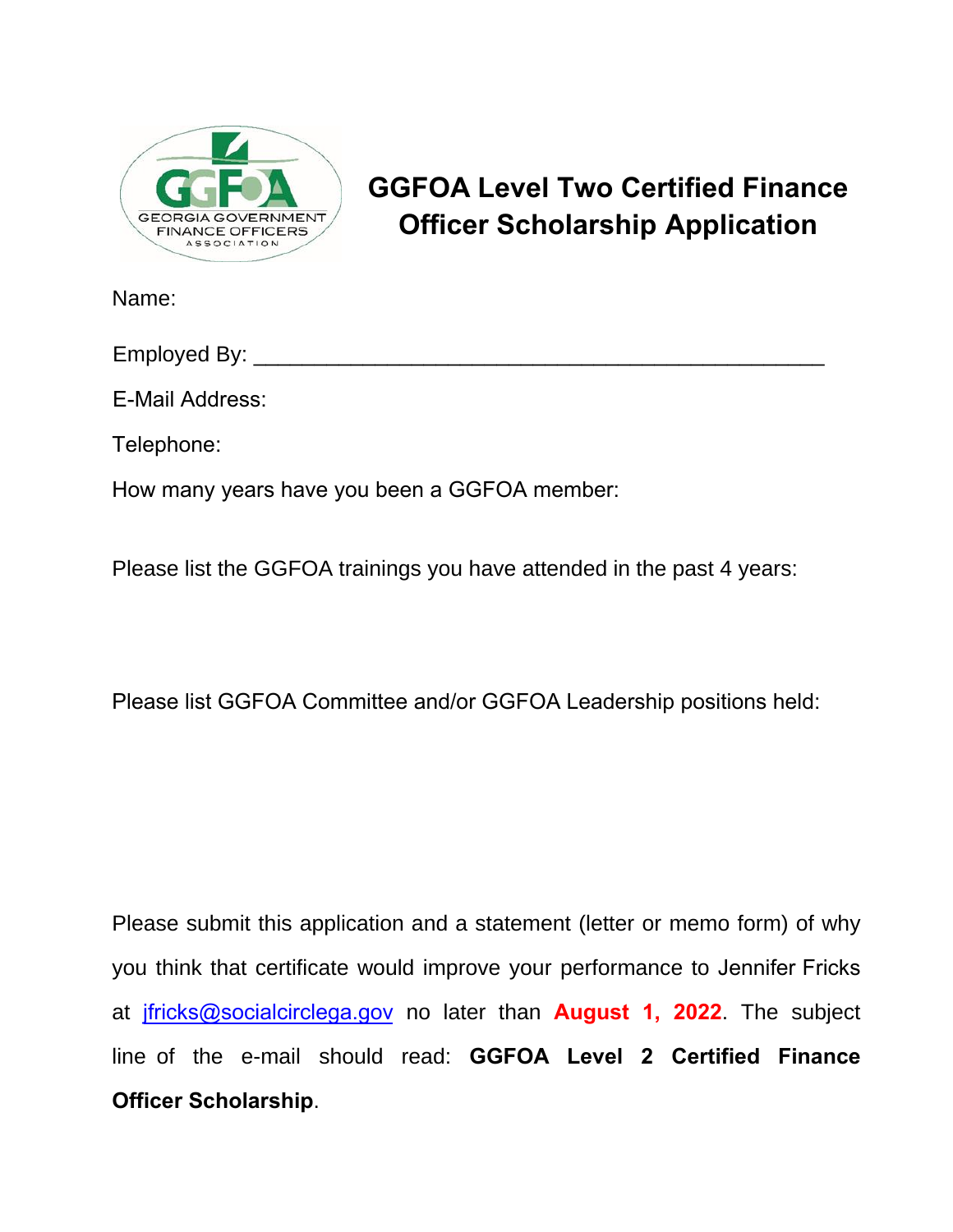# GGFOA Level Two Certified Finance Officer Scholarship Application

Name:

Employed By: _____________________________________________

E-Mail Address:

Telephone:

How many years have you been a GGFOA member:

Please list the GGFOA trainings you have attended in the past 4 years:

Please list GGFOA Committee and/or GGFOA Leadership positions held:

Please submit this application and a statement (letter or memo form) of why you think that certificate would improve your performance to Jennifer Fricks at jfricks@socialcirclega.gov no later than **August 1, 2022**. The subject line of the e-mail should read: **GGFOA Level 2 Certified Finance Officer Scholarship**.